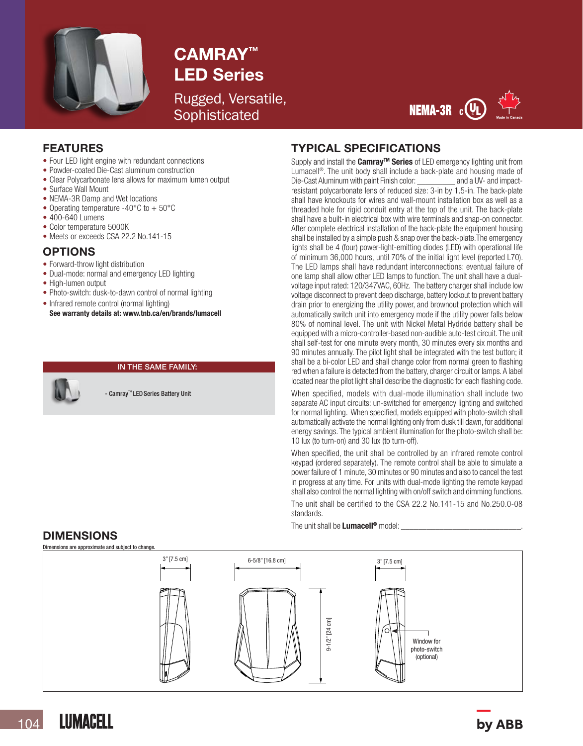# CAMRAY™ LED Series

Rugged, Versatile, Sophisticated

NEMA-3R

Made in Canada

## FEATURES

- Four LED light engine with redundant connections
- Powder-coated Die-Cast aluminum construction
- Clear Polycarbonate lens allows for maximum lumen output
- Surface Wall Mount
- NEMA-3R Damp and Wet locations
- Operating temperature -40°C to + 50°C
- 400-640 Lumens
- Color temperature 5000K
- Meets or exceeds CSA 22.2 No.141-15

## OPTIONS

- Forward-throw light distribution
- Dual-mode: normal and emergency LED lighting
- High-lumen output
- Photo-switch: dusk-to-dawn control of normal lighting
- Infrared remote control (normal lighting)

**See warranty details at: www.tnb.ca/en/brands/lumacell**

**IN THE SAME FAMILY:**

- Camray™ LED Series Battery Unit

## TYPICAL SPECIFICATIONS

Supply and install the **Camray™ Series** of LED emergency lighting unit from Lumacell®. The unit body shall include a back-plate and housing made of Die-Cast Aluminum with paint Finish color: __________ and a UV- and impact-resistant polycarbonate lens of reduced size: 3-in by 1.5-in. The back-plate shall have knockouts for wires and wall-mount installation box as well as a threaded hole for rigid conduit entry at the top of the unit. The back-plate shall have a built-in electrical box with wire terminals and snap-on connector. After complete electrical installation of the back-plate the equipment housing shall be installed by a simple push & snap over the back-plate.The emergency lights shall be 4 (four) power-light-emitting diodes (LED) with operational life of minimum 36,000 hours, until 70% of the initial light level (reported L70). The LED lamps shall have redundant interconnections: eventual failure of one lamp shall allow other LED lamps to function. The unit shall have a dual-voltage input rated: 120/347VAC, 60Hz. The battery charger shall include low voltage disconnect to prevent deep discharge, battery lockout to prevent battery drain prior to energizing the utility power, and brownout protection which will automatically switch unit into emergency mode if the utility power falls below 80% of nominal level. The unit with Nickel Metal Hydride battery shall be equipped with a micro-controller-based non-audible auto-test circuit. The unit shall self-test for one minute every month, 30 minutes every six months and 90 minutes annually. The pilot light shall be integrated with the test button; it shall be a bi-color LED and shall change color from normal green to flashing red when a failure is detected from the battery, charger circuit or lamps. A label located near the pilot light shall describe the diagnostic for each flashing code.

When specified, models with dual-mode illumination shall include two separate AC input circuits: un-switched for emergency lighting and switched for normal lighting. When specified, models equipped with photo-switch shall automatically activate the normal lighting only from dusk till dawn, for additional energy savings. The typical ambient illumination for the photo-switch shall be: 10 lux (to turn-on) and 30 lux (to turn-off).

When specified, the unit shall be controlled by an infrared remote control keypad (ordered separately). The remote control shall be able to simulate a power failure of 1 minute, 30 minutes or 90 minutes and also to cancel the test in progress at any time. For units with dual-mode lighting the remote keypad shall also control the normal lighting with on/off switch and dimming functions.

The unit shall be certified to the CSA 22.2 No.141-15 and No.250.0-08 standards.

The unit shall be **Lumacell®** model: ______________________________.

## DIMENSIONS

Dimensions are approximate and subject to change.

3" [7.5 cm]

6-5/8" [16.8 cm]

9-1/2" [24 cm]

3" [7.5 cm]

Window for photo-switch (optional)

LUMACELL by ABB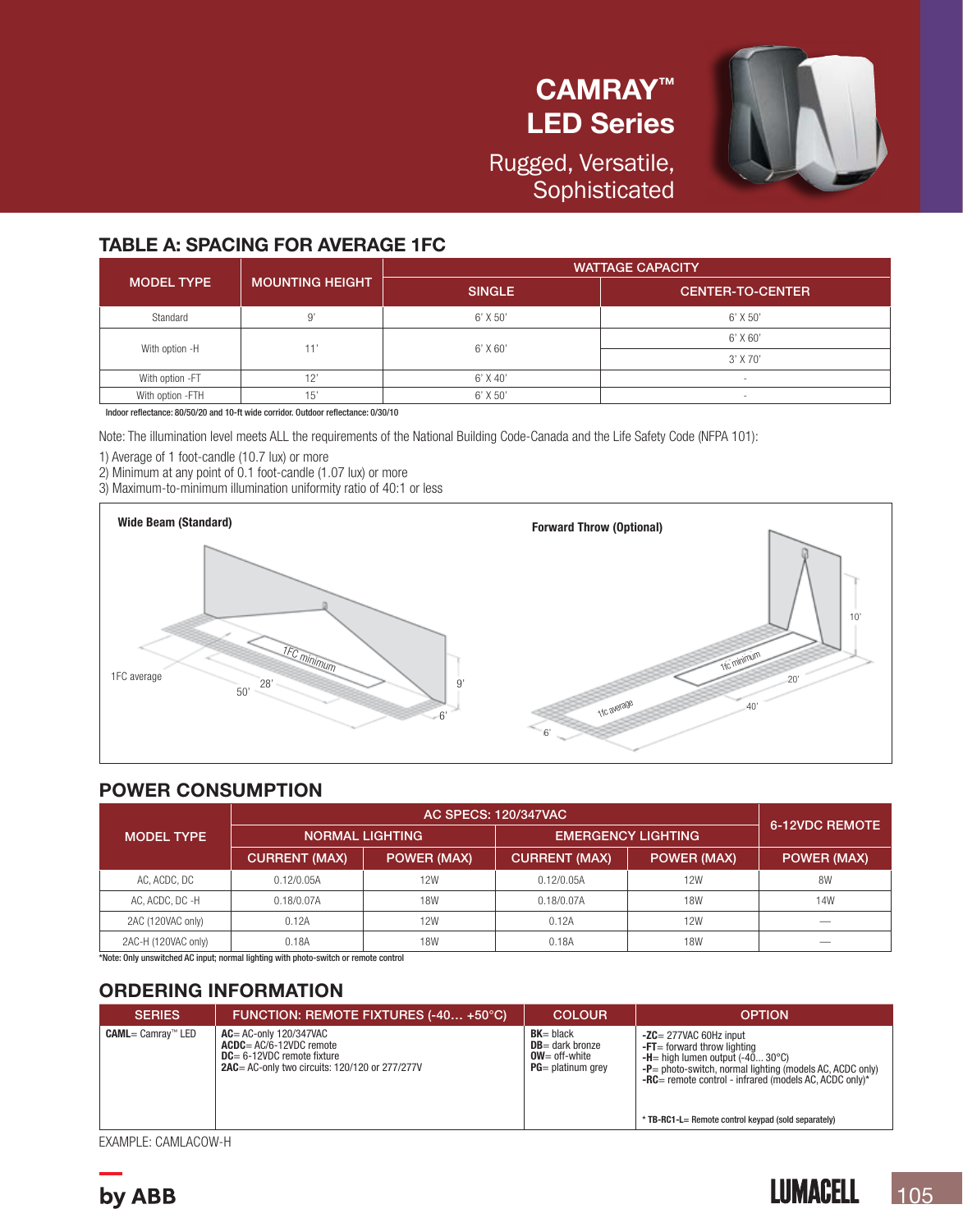# CAMRAY™ LED Series

Rugged, Versatile, Sophisticated

## TABLE A: SPACING FOR AVERAGE 1FC

| MODEL TYPE | MOUNTING HEIGHT | WATTAGE CAPACITY | |
|---|---|---|---|
| | | SINGLE | CENTER-TO-CENTER |
| Standard | 9' | 6' X 50' | 6' X 50' |
| With option -H | 11' | 6' X 60' | 6' X 60' |
| | | | 3' X 70' |
| With option -FT | 12' | 6' X 40' | - |
| With option -FTH | 15' | 6' X 50' | - |

Indoor reflectance: 80/50/20 and 10-ft wide corridor. Outdoor reflectance: 0/30/10

Note: The illumination level meets ALL the requirements of the National Building Code-Canada and the Life Safety Code (NFPA 101):

1) Average of 1 foot-candle (10.7 lux) or more
2) Minimum at any point of 0.1 foot-candle (1.07 lux) or more
3) Maximum-to-minimum illumination uniformity ratio of 40:1 or less

**Wide Beam (Standard)**

1FC average
1FC minimum
50'
28'
9'
6'

**Forward Throw (Optional)**

1fc minimum
1fc average
10'
20'
40'
6'

## POWER CONSUMPTION

| MODEL TYPE | AC SPECS: 120/347VAC | | | | 6-12VDC REMOTE |
|---|---|---|---|---|---|
| | NORMAL LIGHTING | | EMERGENCY LIGHTING | | |
| | CURRENT (MAX) | POWER (MAX) | CURRENT (MAX) | POWER (MAX) | POWER (MAX) |
| AC, ACDC, DC | 0.12/0.05A | 12W | 0.12/0.05A | 12W | 8W |
| AC, ACDC, DC -H | 0.18/0.07A | 18W | 0.18/0.07A | 18W | 14W |
| 2AC (120VAC only) | 0.12A | 12W | 0.12A | 12W | — |
| 2AC-H (120VAC only) | 0.18A | 18W | 0.18A | 18W | — |

*Note: Only unswitched AC input; normal lighting with photo-switch or remote control

## ORDERING INFORMATION

| SERIES | FUNCTION: REMOTE FIXTURES (-40… +50°C) | COLOUR | OPTION |
|---|---|---|---|
| **CAML**= Camray™ LED | **AC**= AC-only 120/347VAC<br>**ACDC**= AC/6-12VDC remote<br>**DC**= 6-12VDC remote fixture<br>**2AC**= AC-only two circuits: 120/120 or 277/277V | **BK**= black<br>**DB**= dark bronze<br>**OW**= off-white<br>**PG**= platinum grey | **-ZC**= 277VAC 60Hz input<br>**-FT**= forward throw lighting<br>**-H**= high lumen output (-40… 30°C)<br>**-P**= photo-switch, normal lighting (models AC, ACDC only)<br>**-RC**= remote control - infrared (models AC, ACDC only)*<br><br>* **TB-RC1-L**= Remote control keypad (sold separately) |

EXAMPLE: CAMLACOW-H

by ABB

LUMACELL